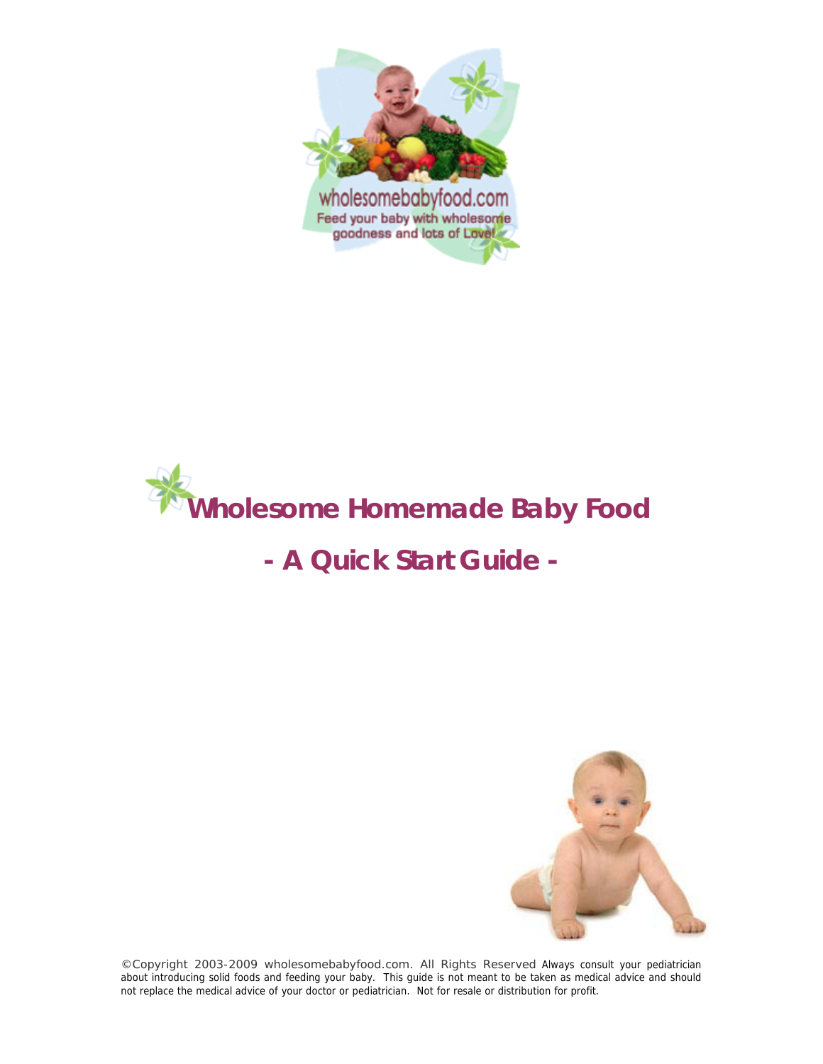# Wholesome Homemade Baby Food

## - A Quick Start Guide -

©Copyright 2003-2009 wholesomebabyfood.com. All Rights Reserved Always consult your pediatrician about introducing solid foods and feeding your baby. This guide is not meant to be taken as medical advice and should not replace the medical advice of your doctor or pediatrician. Not for resale or distribution for profit.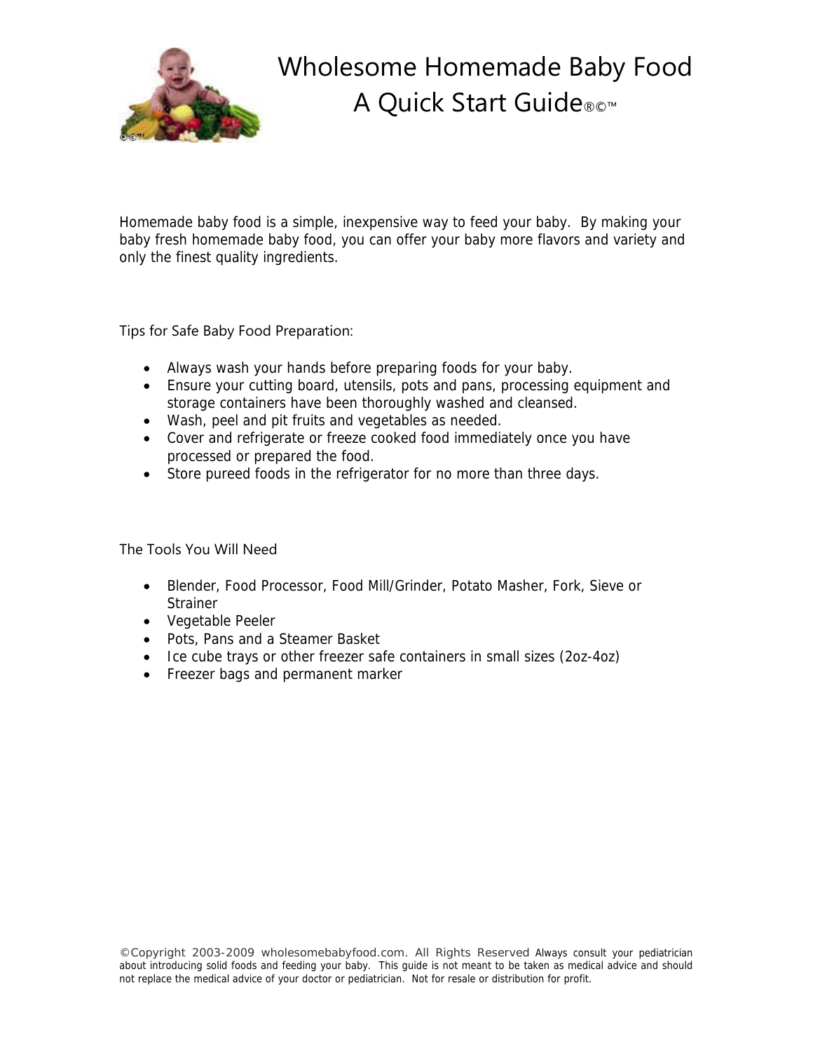# Wholesome Homemade Baby Food
# A Quick Start Guide®©™

Homemade baby food is a simple, inexpensive way to feed your baby. By making your baby fresh homemade baby food, you can offer your baby more flavors and variety and only the finest quality ingredients.

## Tips for Safe Baby Food Preparation:

- Always wash your hands before preparing foods for your baby.
- Ensure your cutting board, utensils, pots and pans, processing equipment and storage containers have been thoroughly washed and cleansed.
- Wash, peel and pit fruits and vegetables as needed.
- Cover and refrigerate or freeze cooked food immediately once you have processed or prepared the food.
- Store pureed foods in the refrigerator for no more than three days.

## The Tools You Will Need

- Blender, Food Processor, Food Mill/Grinder, Potato Masher, Fork, Sieve or Strainer
- Vegetable Peeler
- Pots, Pans and a Steamer Basket
- Ice cube trays or other freezer safe containers in small sizes (2oz-4oz)
- Freezer bags and permanent marker

©Copyright 2003-2009 wholesomebabyfood.com. All Rights Reserved Always consult your pediatrician about introducing solid foods and feeding your baby. This guide is not meant to be taken as medical advice and should not replace the medical advice of your doctor or pediatrician. Not for resale or distribution for profit.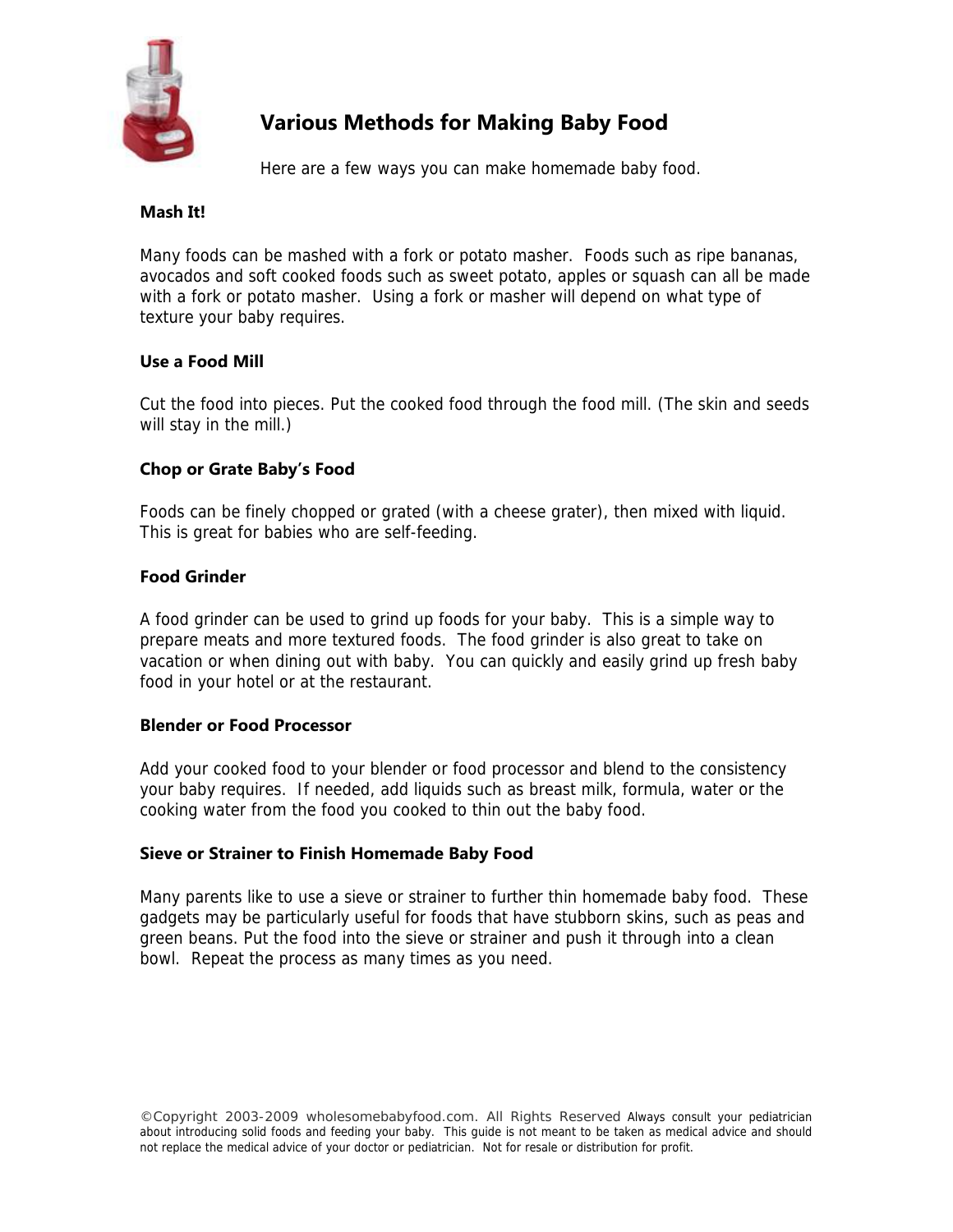# Various Methods for Making Baby Food

Here are a few ways you can make homemade baby food.

### Mash It!

Many foods can be mashed with a fork or potato masher. Foods such as ripe bananas, avocados and soft cooked foods such as sweet potato, apples or squash can all be made with a fork or potato masher. Using a fork or masher will depend on what type of texture your baby requires.

### Use a Food Mill

Cut the food into pieces. Put the cooked food through the food mill. (The skin and seeds will stay in the mill.)

### Chop or Grate Baby's Food

Foods can be finely chopped or grated (with a cheese grater), then mixed with liquid. This is great for babies who are self-feeding.

### Food Grinder

A food grinder can be used to grind up foods for your baby. This is a simple way to prepare meats and more textured foods. The food grinder is also great to take on vacation or when dining out with baby. You can quickly and easily grind up fresh baby food in your hotel or at the restaurant.

### Blender or Food Processor

Add your cooked food to your blender or food processor and blend to the consistency your baby requires. If needed, add liquids such as breast milk, formula, water or the cooking water from the food you cooked to thin out the baby food.

### Sieve or Strainer to Finish Homemade Baby Food

Many parents like to use a sieve or strainer to further thin homemade baby food. These gadgets may be particularly useful for foods that have stubborn skins, such as peas and green beans. Put the food into the sieve or strainer and push it through into a clean bowl. Repeat the process as many times as you need.

©Copyright 2003-2009 wholesomebabyfood.com. All Rights Reserved Always consult your pediatrician about introducing solid foods and feeding your baby. This guide is not meant to be taken as medical advice and should not replace the medical advice of your doctor or pediatrician. Not for resale or distribution for profit.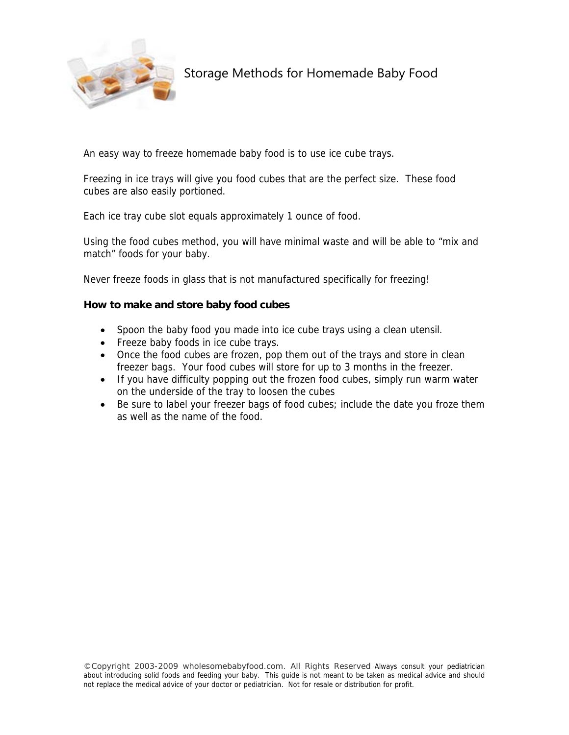# Storage Methods for Homemade Baby Food

An easy way to freeze homemade baby food is to use ice cube trays.

Freezing in ice trays will give you food cubes that are the perfect size. These food cubes are also easily portioned.

Each ice tray cube slot equals approximately 1 ounce of food.

Using the food cubes method, you will have minimal waste and will be able to "mix and match" foods for your baby.

Never freeze foods in glass that is not manufactured specifically for freezing!

**How to make and store baby food cubes**

- Spoon the baby food you made into ice cube trays using a clean utensil.
- Freeze baby foods in ice cube trays.
- Once the food cubes are frozen, pop them out of the trays and store in clean freezer bags. Your food cubes will store for up to 3 months in the freezer.
- If you have difficulty popping out the frozen food cubes, simply run warm water on the underside of the tray to loosen the cubes
- Be sure to label your freezer bags of food cubes; include the date you froze them as well as the name of the food.

©Copyright 2003-2009 wholesomebabyfood.com. All Rights Reserved Always consult your pediatrician about introducing solid foods and feeding your baby. This guide is not meant to be taken as medical advice and should not replace the medical advice of your doctor or pediatrician. Not for resale or distribution for profit.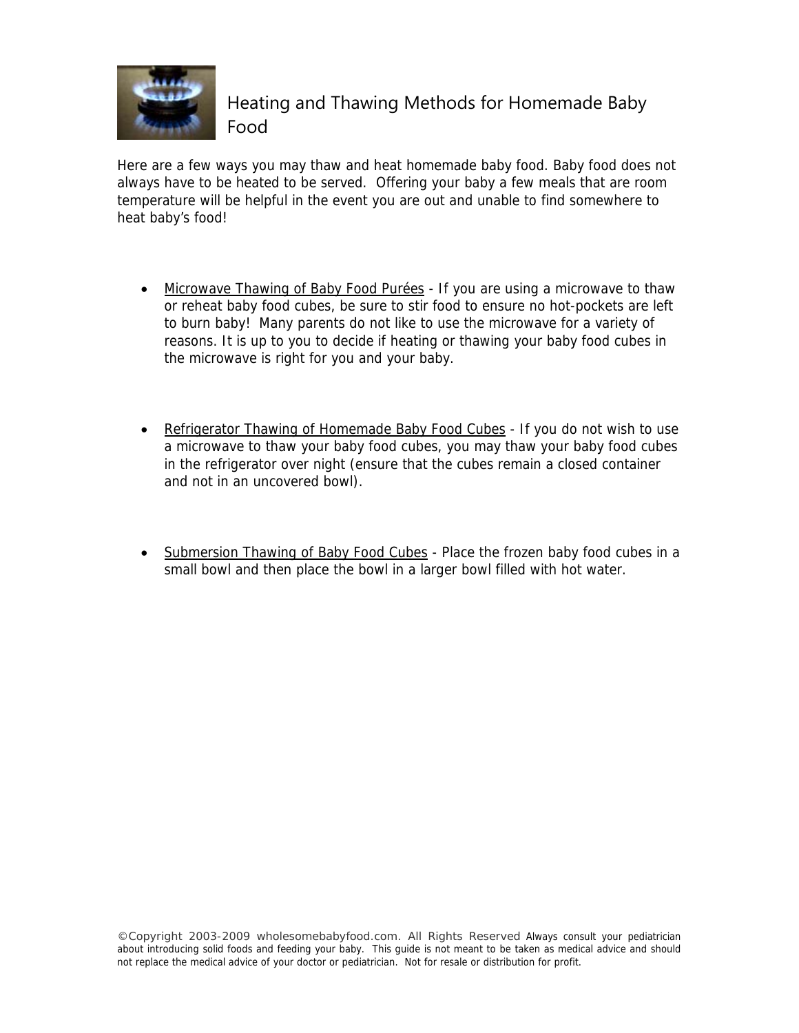# Heating and Thawing Methods for Homemade Baby Food

Here are a few ways you may thaw and heat homemade baby food. Baby food does not always have to be heated to be served. Offering your baby a few meals that are room temperature will be helpful in the event you are out and unable to find somewhere to heat baby's food!

- Microwave Thawing of Baby Food Purées - If you are using a microwave to thaw or reheat baby food cubes, be sure to stir food to ensure no hot-pockets are left to burn baby! Many parents do not like to use the microwave for a variety of reasons. It is up to you to decide if heating or thawing your baby food cubes in the microwave is right for you and your baby.

- Refrigerator Thawing of Homemade Baby Food Cubes - If you do not wish to use a microwave to thaw your baby food cubes, you may thaw your baby food cubes in the refrigerator over night (ensure that the cubes remain a closed container and not in an uncovered bowl).

- Submersion Thawing of Baby Food Cubes - Place the frozen baby food cubes in a small bowl and then place the bowl in a larger bowl filled with hot water.

©Copyright 2003-2009 wholesomebabyfood.com. All Rights Reserved Always consult your pediatrician about introducing solid foods and feeding your baby. This guide is not meant to be taken as medical advice and should not replace the medical advice of your doctor or pediatrician. Not for resale or distribution for profit.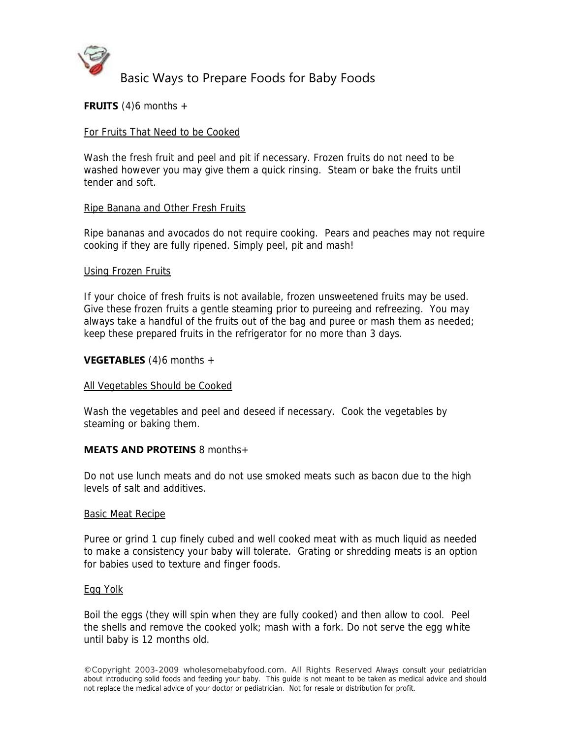# Basic Ways to Prepare Foods for Baby Foods

**FRUITS** (4)6 months +

For Fruits That Need to be Cooked

Wash the fresh fruit and peel and pit if necessary. Frozen fruits do not need to be washed however you may give them a quick rinsing. Steam or bake the fruits until tender and soft.

Ripe Banana and Other Fresh Fruits

Ripe bananas and avocados do not require cooking. Pears and peaches may not require cooking if they are fully ripened. Simply peel, pit and mash!

Using Frozen Fruits

If your choice of fresh fruits is not available, frozen unsweetened fruits may be used. Give these frozen fruits a gentle steaming prior to pureeing and refreezing. You may always take a handful of the fruits out of the bag and puree or mash them as needed; keep these prepared fruits in the refrigerator for no more than 3 days.

**VEGETABLES** (4)6 months +

All Vegetables Should be Cooked

Wash the vegetables and peel and deseed if necessary. Cook the vegetables by steaming or baking them.

**MEATS AND PROTEINS** 8 months+

Do not use lunch meats and do not use smoked meats such as bacon due to the high levels of salt and additives.

Basic Meat Recipe

Puree or grind 1 cup finely cubed and well cooked meat with as much liquid as needed to make a consistency your baby will tolerate. Grating or shredding meats is an option for babies used to texture and finger foods.

Egg Yolk

Boil the eggs (they will spin when they are fully cooked) and then allow to cool. Peel the shells and remove the cooked yolk; mash with a fork. Do not serve the egg white until baby is 12 months old.

©Copyright 2003-2009 wholesomebabyfood.com. All Rights Reserved Always consult your pediatrician about introducing solid foods and feeding your baby. This guide is not meant to be taken as medical advice and should not replace the medical advice of your doctor or pediatrician. Not for resale or distribution for profit.